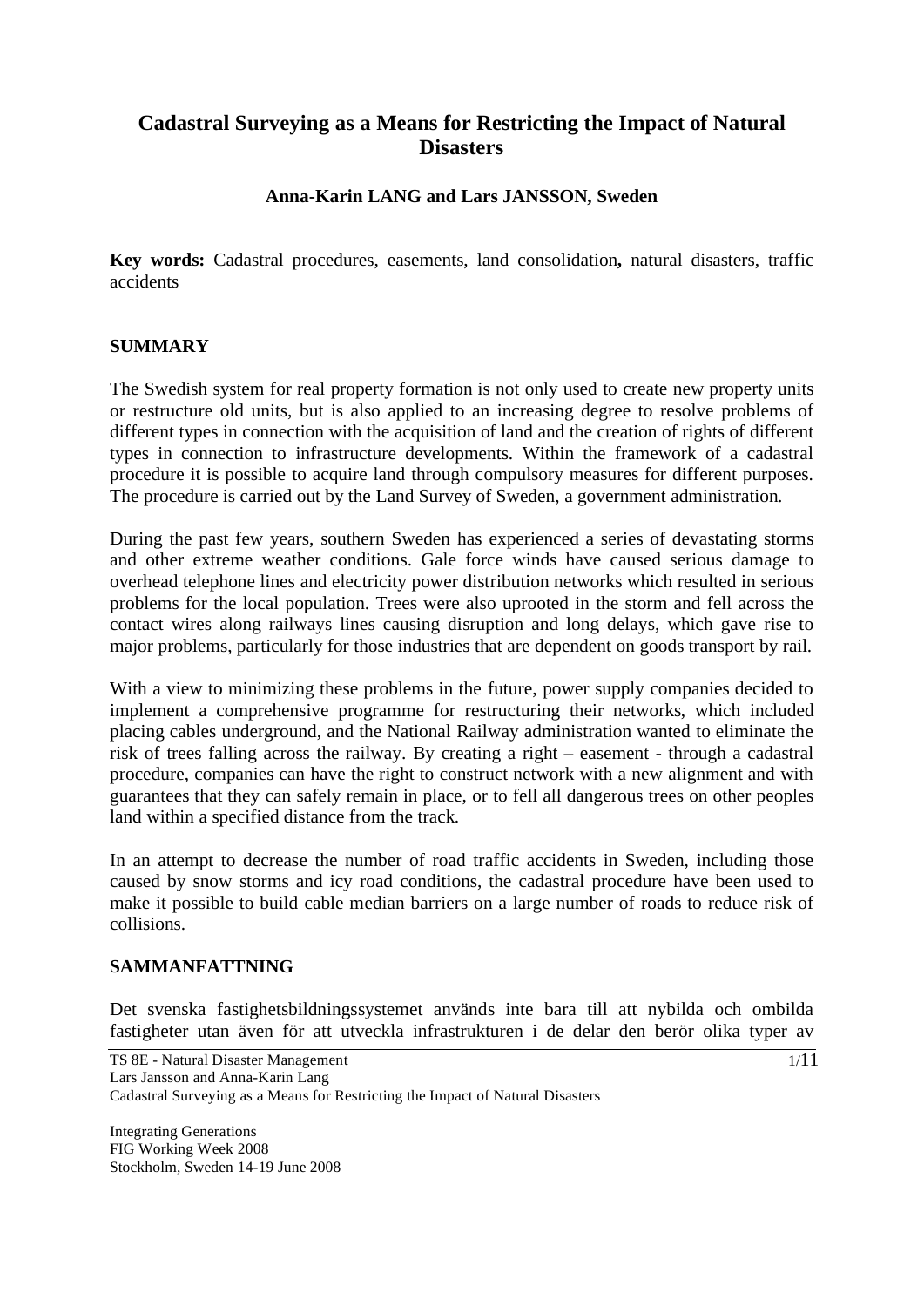# Cadastral Surveying as a Means for Restricting the Impact of Natural Disasters

**Anna-Karin LANG and Lars JANSSON, Sweden**

**Key words:** Cadastral procedures, easements, land consolidation**,** natural disasters, traffic accidents

## SUMMARY

The Swedish system for real property formation is not only used to create new property units or restructure old units, but is also applied to an increasing degree to resolve problems of different types in connection with the acquisition of land and the creation of rights of different types in connection to infrastructure developments. Within the framework of a cadastral procedure it is possible to acquire land through compulsory measures for different purposes. The procedure is carried out by the Land Survey of Sweden, a government administration.

During the past few years, southern Sweden has experienced a series of devastating storms and other extreme weather conditions. Gale force winds have caused serious damage to overhead telephone lines and electricity power distribution networks which resulted in serious problems for the local population. Trees were also uprooted in the storm and fell across the contact wires along railways lines causing disruption and long delays, which gave rise to major problems, particularly for those industries that are dependent on goods transport by rail.

With a view to minimizing these problems in the future, power supply companies decided to implement a comprehensive programme for restructuring their networks, which included placing cables underground, and the National Railway administration wanted to eliminate the risk of trees falling across the railway. By creating a right – easement - through a cadastral procedure, companies can have the right to construct network with a new alignment and with guarantees that they can safely remain in place, or to fell all dangerous trees on other peoples land within a specified distance from the track.

In an attempt to decrease the number of road traffic accidents in Sweden, including those caused by snow storms and icy road conditions, the cadastral procedure have been used to make it possible to build cable median barriers on a large number of roads to reduce risk of collisions.

## SAMMANFATTNING

Det svenska fastighetsbildningssystemet används inte bara till att nybilda och ombilda fastigheter utan även för att utveckla infrastrukturen i de delar den berör olika typer av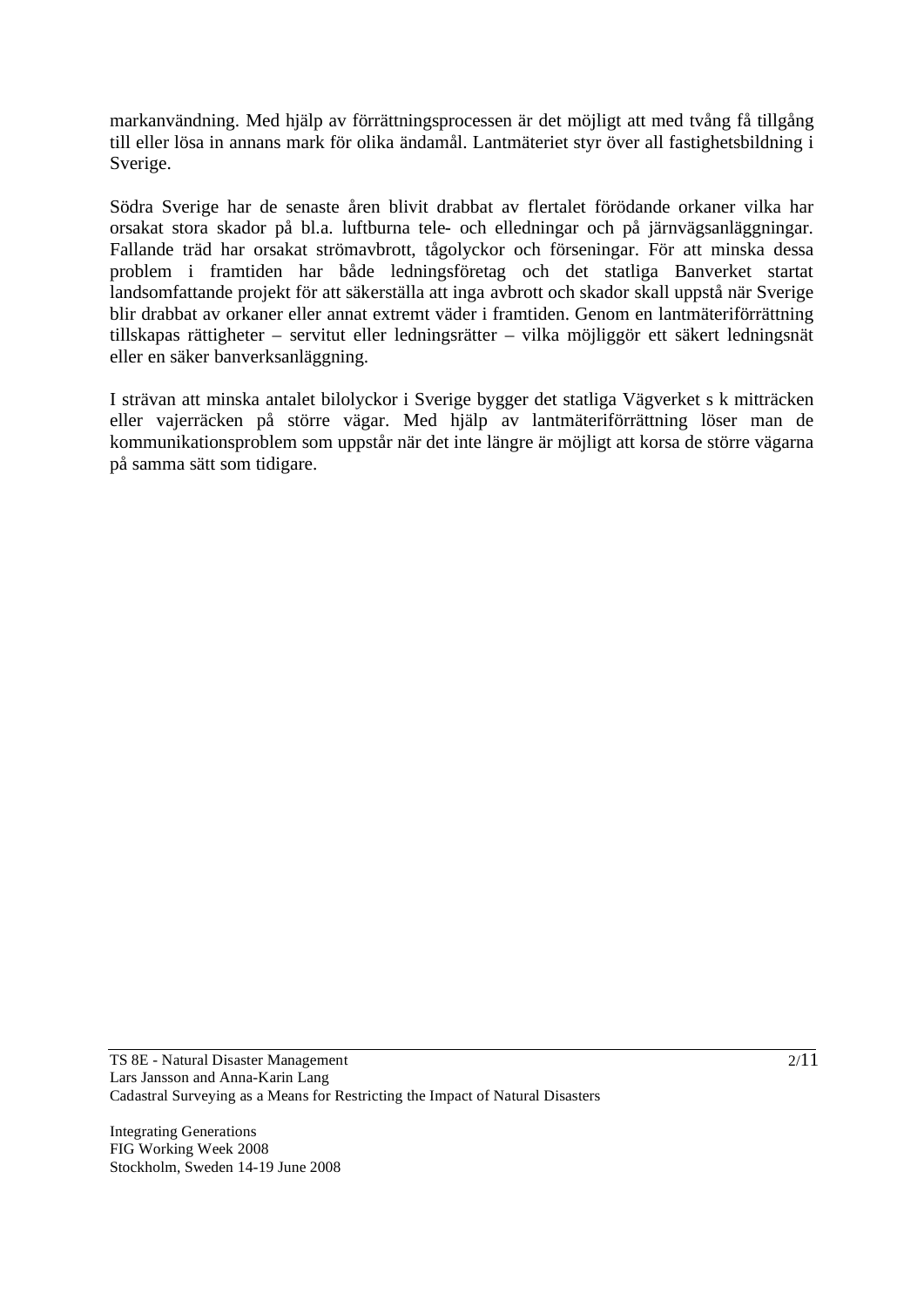markanvändning. Med hjälp av förrättningsprocessen är det möjligt att med tvång få tillgång till eller lösa in annans mark för olika ändamål. Lantmäteriet styr över all fastighetsbildning i Sverige.

Södra Sverige har de senaste åren blivit drabbat av flertalet förödande orkaner vilka har orsakat stora skador på bl.a. luftburna tele- och elledningar och på järnvägsanläggningar. Fallande träd har orsakat strömavbrott, tågolyckor och förseningar. För att minska dessa problem i framtiden har både ledningsföretag och det statliga Banverket startat landsomfattande projekt för att säkerställa att inga avbrott och skador skall uppstå när Sverige blir drabbat av orkaner eller annat extremt väder i framtiden. Genom en lantmäteriförrättning tillskapas rättigheter – servitut eller ledningsrätter – vilka möjliggör ett säkert ledningsnät eller en säker banverksanläggning.

I strävan att minska antalet bilolyckor i Sverige bygger det statliga Vägverket s k mitträcken eller vajerräcken på större vägar. Med hjälp av lantmäteriförrättning löser man de kommunikationsproblem som uppstår när det inte längre är möjligt att korsa de större vägarna på samma sätt som tidigare.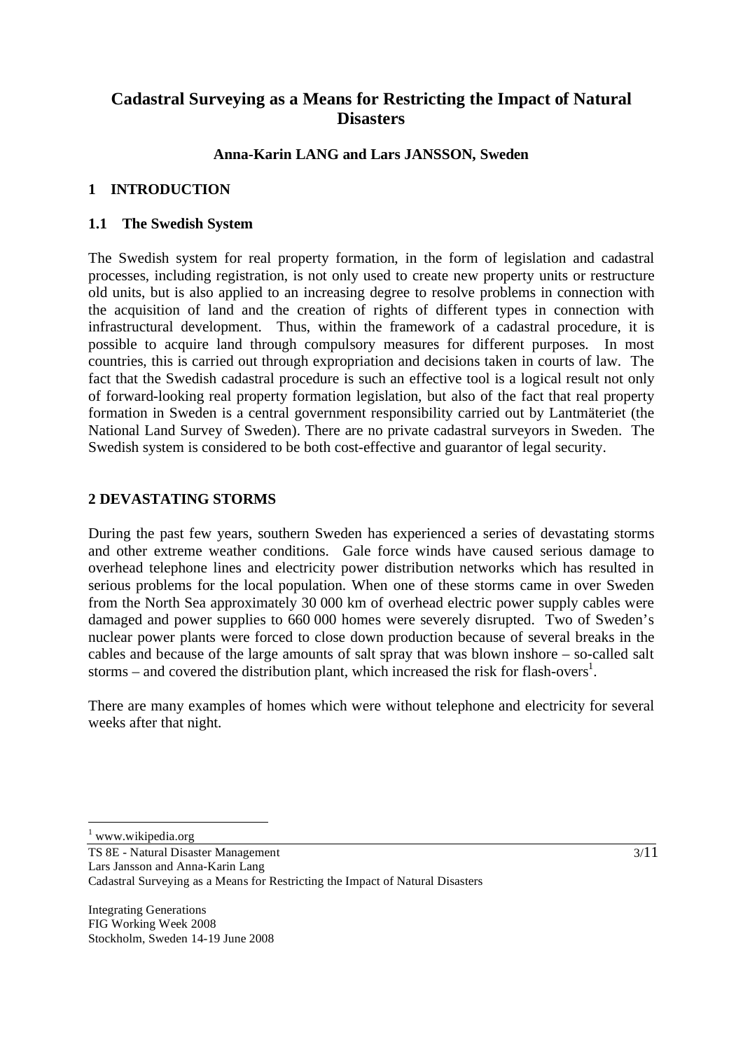# Cadastral Surveying as a Means for Restricting the Impact of Natural Disasters

**Anna-Karin LANG and Lars JANSSON, Sweden**

## 1 INTRODUCTION

### 1.1 The Swedish System

The Swedish system for real property formation, in the form of legislation and cadastral processes, including registration, is not only used to create new property units or restructure old units, but is also applied to an increasing degree to resolve problems in connection with the acquisition of land and the creation of rights of different types in connection with infrastructural development. Thus, within the framework of a cadastral procedure, it is possible to acquire land through compulsory measures for different purposes. In most countries, this is carried out through expropriation and decisions taken in courts of law. The fact that the Swedish cadastral procedure is such an effective tool is a logical result not only of forward-looking real property formation legislation, but also of the fact that real property formation in Sweden is a central government responsibility carried out by Lantmäteriet (the National Land Survey of Sweden). There are no private cadastral surveyors in Sweden. The Swedish system is considered to be both cost-effective and guarantor of legal security.

## 2 DEVASTATING STORMS

During the past few years, southern Sweden has experienced a series of devastating storms and other extreme weather conditions. Gale force winds have caused serious damage to overhead telephone lines and electricity power distribution networks which has resulted in serious problems for the local population. When one of these storms came in over Sweden from the North Sea approximately 30 000 km of overhead electric power supply cables were damaged and power supplies to 660 000 homes were severely disrupted. Two of Sweden's nuclear power plants were forced to close down production because of several breaks in the cables and because of the large amounts of salt spray that was blown inshore – so-called salt storms – and covered the distribution plant, which increased the risk for flash-overs[1].

There are many examples of homes which were without telephone and electricity for several weeks after that night.

[1] www.wikipedia.org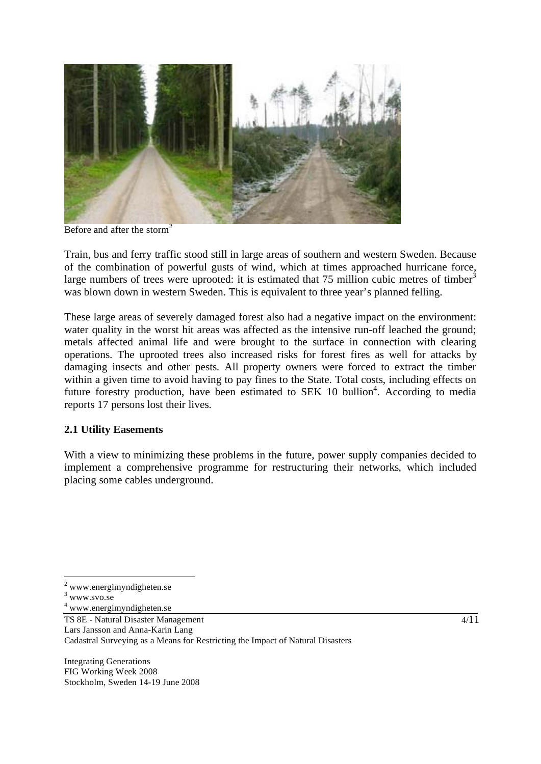Before and after the storm[2]

Train, bus and ferry traffic stood still in large areas of southern and western Sweden. Because of the combination of powerful gusts of wind, which at times approached hurricane force, large numbers of trees were uprooted: it is estimated that 75 million cubic metres of timber[3] was blown down in western Sweden. This is equivalent to three year's planned felling.

These large areas of severely damaged forest also had a negative impact on the environment: water quality in the worst hit areas was affected as the intensive run-off leached the ground; metals affected animal life and were brought to the surface in connection with clearing operations. The uprooted trees also increased risks for forest fires as well for attacks by damaging insects and other pests. All property owners were forced to extract the timber within a given time to avoid having to pay fines to the State. Total costs, including effects on future forestry production, have been estimated to SEK 10 bullion[4]. According to media reports 17 persons lost their lives.

### 2.1 Utility Easements

With a view to minimizing these problems in the future, power supply companies decided to implement a comprehensive programme for restructuring their networks, which included placing some cables underground.

---

[2] www.energimyndigheten.se

[3] www.svo.se

[4] www.energimyndigheten.se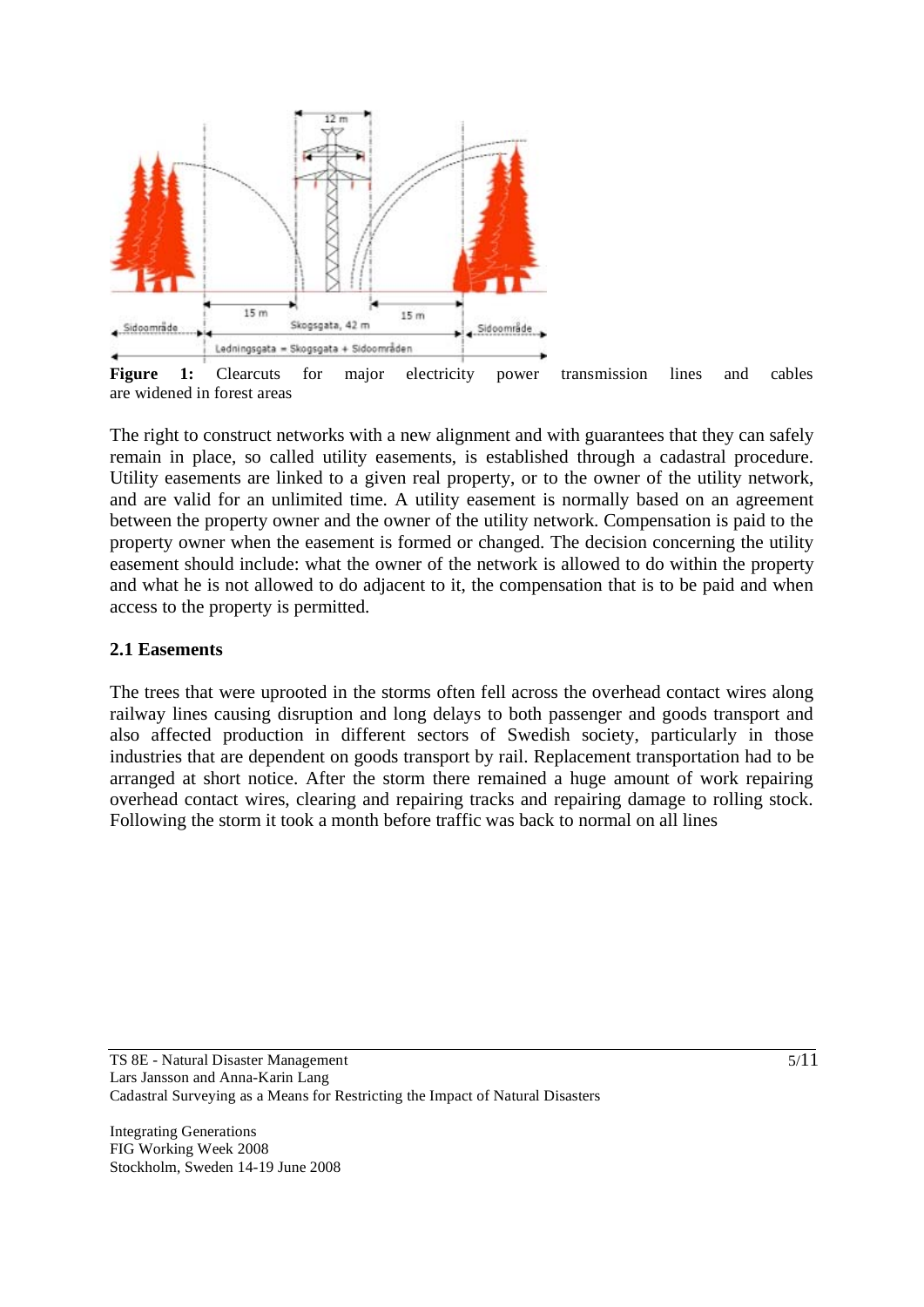**Figure 1:** Clearcuts for major electricity power transmission lines and cables are widened in forest areas

The right to construct networks with a new alignment and with guarantees that they can safely remain in place, so called utility easements, is established through a cadastral procedure. Utility easements are linked to a given real property, or to the owner of the utility network, and are valid for an unlimited time. A utility easement is normally based on an agreement between the property owner and the owner of the utility network. Compensation is paid to the property owner when the easement is formed or changed. The decision concerning the utility easement should include: what the owner of the network is allowed to do within the property and what he is not allowed to do adjacent to it, the compensation that is to be paid and when access to the property is permitted.

### 2.1 Easements

The trees that were uprooted in the storms often fell across the overhead contact wires along railway lines causing disruption and long delays to both passenger and goods transport and also affected production in different sectors of Swedish society, particularly in those industries that are dependent on goods transport by rail. Replacement transportation had to be arranged at short notice. After the storm there remained a huge amount of work repairing overhead contact wires, clearing and repairing tracks and repairing damage to rolling stock. Following the storm it took a month before traffic was back to normal on all lines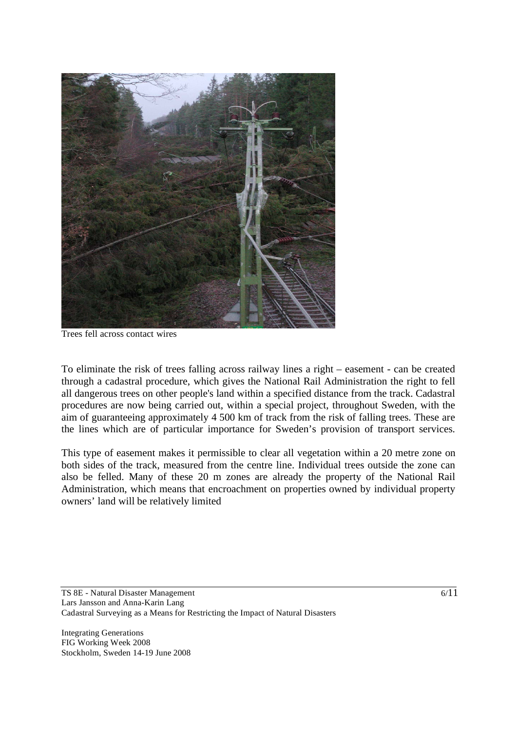Trees fell across contact wires

To eliminate the risk of trees falling across railway lines a right – easement - can be created through a cadastral procedure, which gives the National Rail Administration the right to fell all dangerous trees on other people's land within a specified distance from the track. Cadastral procedures are now being carried out, within a special project, throughout Sweden, with the aim of guaranteeing approximately 4 500 km of track from the risk of falling trees. These are the lines which are of particular importance for Sweden’s provision of transport services.

This type of easement makes it permissible to clear all vegetation within a 20 metre zone on both sides of the track, measured from the centre line. Individual trees outside the zone can also be felled. Many of these 20 m zones are already the property of the National Rail Administration, which means that encroachment on properties owned by individual property owners’ land will be relatively limited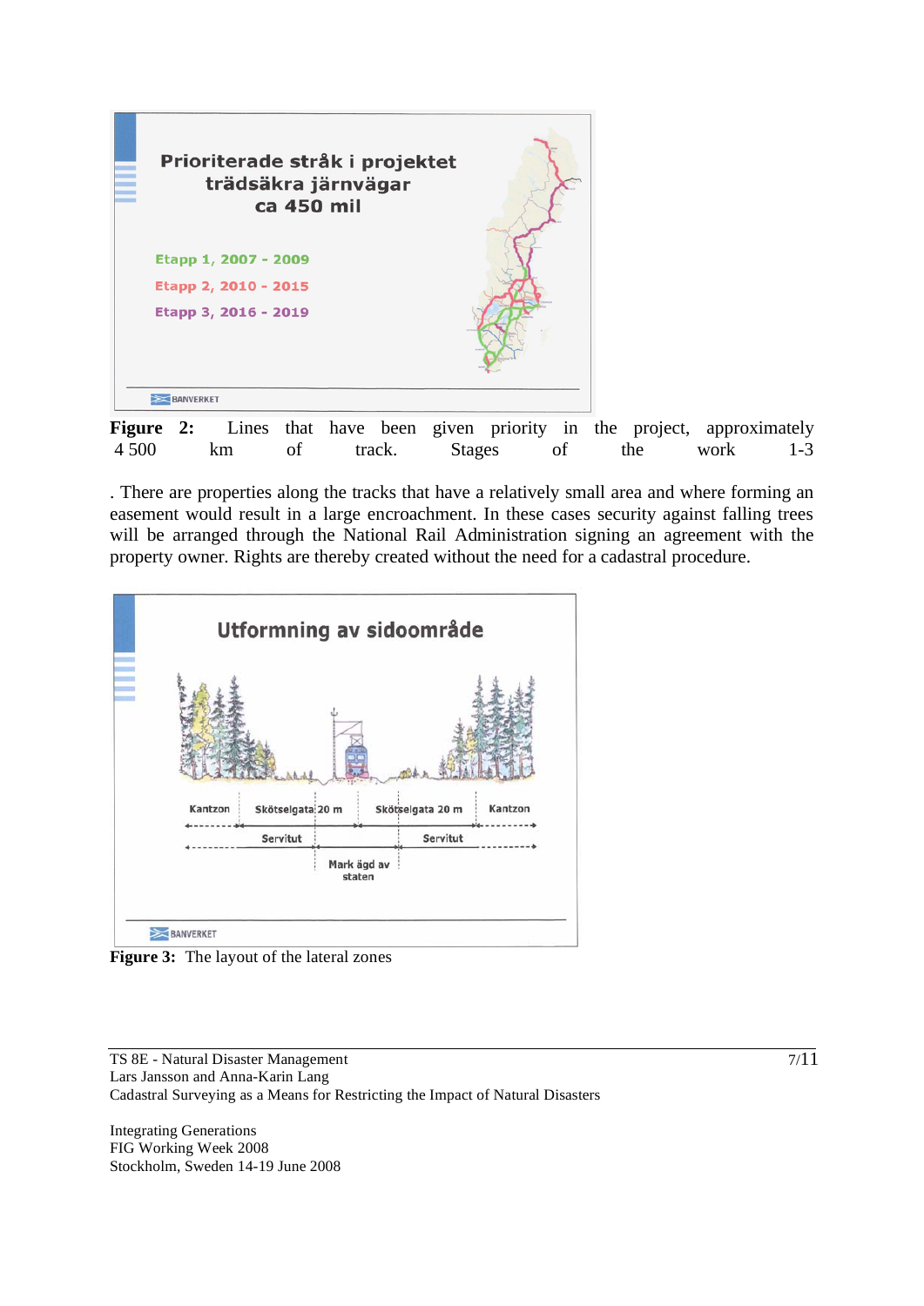**Figure 2:** Lines that have been given priority in the project, approximately 4 500 km of track. Stages of the work 1-3

. There are properties along the tracks that have a relatively small area and where forming an easement would result in a large encroachment. In these cases security against falling trees will be arranged through the National Rail Administration signing an agreement with the property owner. Rights are thereby created without the need for a cadastral procedure.

**Figure 3:** The layout of the lateral zones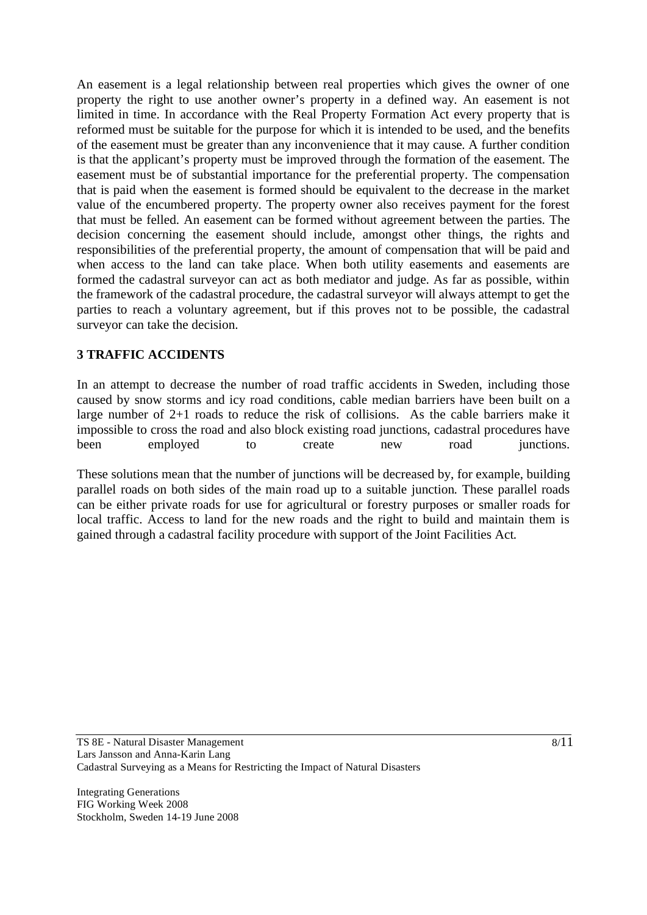An easement is a legal relationship between real properties which gives the owner of one property the right to use another owner's property in a defined way. An easement is not limited in time. In accordance with the Real Property Formation Act every property that is reformed must be suitable for the purpose for which it is intended to be used, and the benefits of the easement must be greater than any inconvenience that it may cause. A further condition is that the applicant's property must be improved through the formation of the easement. The easement must be of substantial importance for the preferential property. The compensation that is paid when the easement is formed should be equivalent to the decrease in the market value of the encumbered property. The property owner also receives payment for the forest that must be felled. An easement can be formed without agreement between the parties. The decision concerning the easement should include, amongst other things, the rights and responsibilities of the preferential property, the amount of compensation that will be paid and when access to the land can take place. When both utility easements and easements are formed the cadastral surveyor can act as both mediator and judge. As far as possible, within the framework of the cadastral procedure, the cadastral surveyor will always attempt to get the parties to reach a voluntary agreement, but if this proves not to be possible, the cadastral surveyor can take the decision.

## 3 TRAFFIC ACCIDENTS

In an attempt to decrease the number of road traffic accidents in Sweden, including those caused by snow storms and icy road conditions, cable median barriers have been built on a large number of 2+1 roads to reduce the risk of collisions. As the cable barriers make it impossible to cross the road and also block existing road junctions, cadastral procedures have been employed to create new road junctions.

These solutions mean that the number of junctions will be decreased by, for example, building parallel roads on both sides of the main road up to a suitable junction. These parallel roads can be either private roads for use for agricultural or forestry purposes or smaller roads for local traffic. Access to land for the new roads and the right to build and maintain them is gained through a cadastral facility procedure with support of the Joint Facilities Act.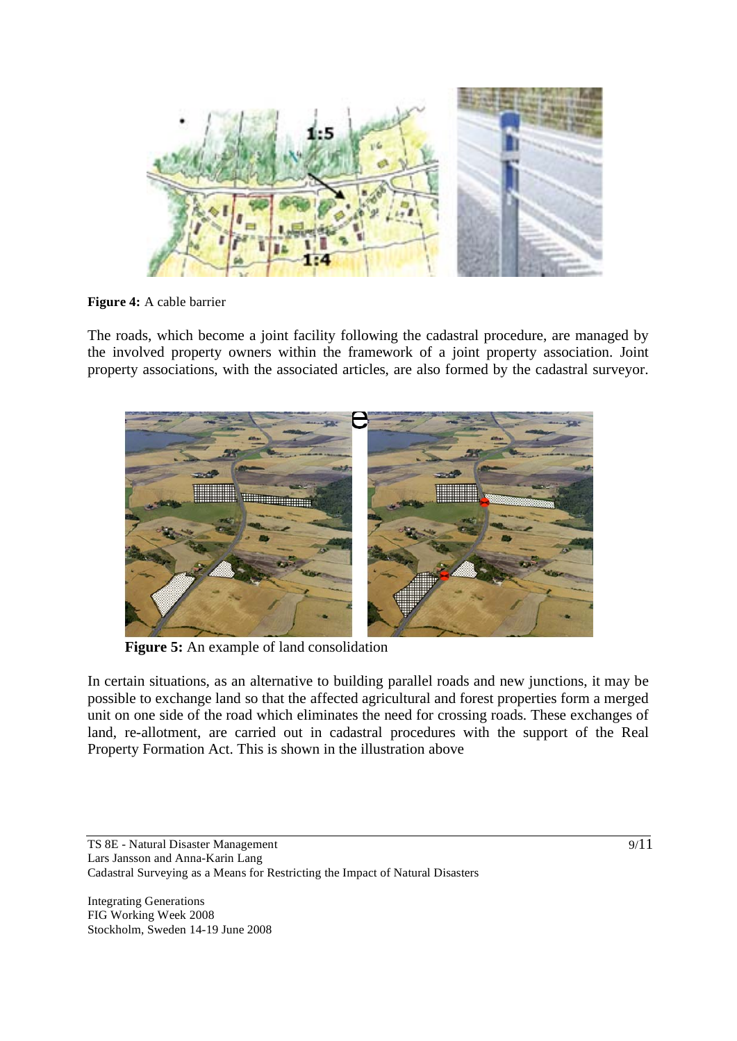**Figure 4:** A cable barrier

The roads, which become a joint facility following the cadastral procedure, are managed by the involved property owners within the framework of a joint property association. Joint property associations, with the associated articles, are also formed by the cadastral surveyor.

**Figure 5:** An example of land consolidation

In certain situations, as an alternative to building parallel roads and new junctions, it may be possible to exchange land so that the affected agricultural and forest properties form a merged unit on one side of the road which eliminates the need for crossing roads. These exchanges of land, re-allotment, are carried out in cadastral procedures with the support of the Real Property Formation Act. This is shown in the illustration above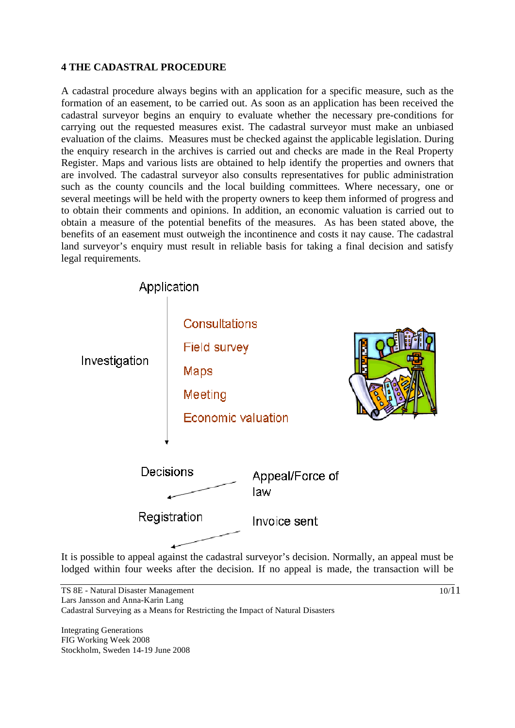**4 THE CADASTRAL PROCEDURE**

A cadastral procedure always begins with an application for a specific measure, such as the formation of an easement, to be carried out. As soon as an application has been received the cadastral surveyor begins an enquiry to evaluate whether the necessary pre-conditions for carrying out the requested measures exist. The cadastral surveyor must make an unbiased evaluation of the claims. Measures must be checked against the applicable legislation. During the enquiry research in the archives is carried out and checks are made in the Real Property Register. Maps and various lists are obtained to help identify the properties and owners that are involved. The cadastral surveyor also consults representatives for public administration such as the county councils and the local building committees. Where necessary, one or several meetings will be held with the property owners to keep them informed of progress and to obtain their comments and opinions. In addition, an economic valuation is carried out to obtain a measure of the potential benefits of the measures. As has been stated above, the benefits of an easement must outweigh the incontinence and costs it nay cause. The cadastral land surveyor's enquiry must result in reliable basis for taking a final decision and satisfy legal requirements.

Application

Investigation

- Consultations
- Field survey
- Maps
- Meeting
- Economic valuation

Decisions ← Appeal/Force of law

Registration ← Invoice sent

It is possible to appeal against the cadastral surveyor's decision. Normally, an appeal must be lodged within four weeks after the decision. If no appeal is made, the transaction will be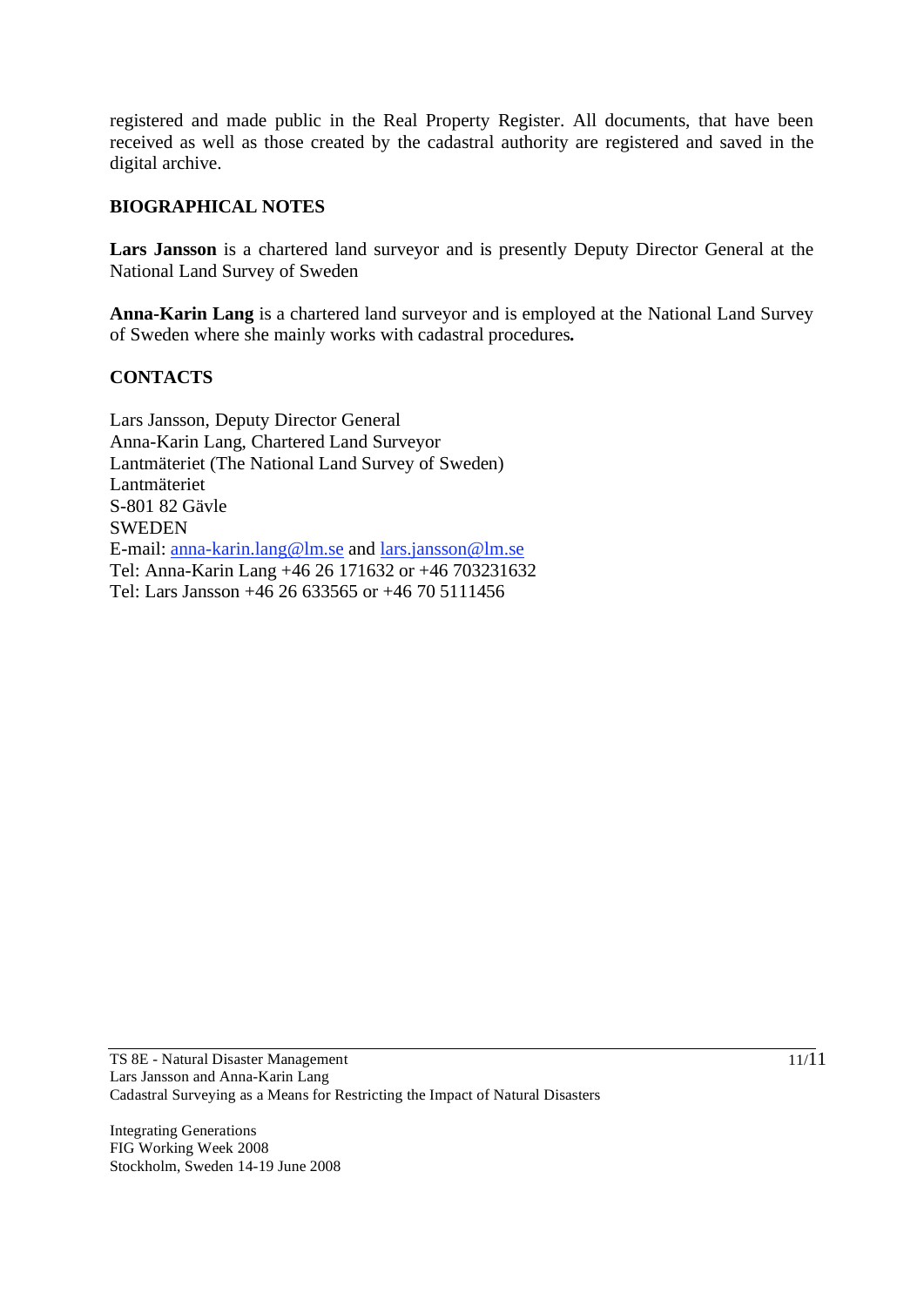registered and made public in the Real Property Register. All documents, that have been received as well as those created by the cadastral authority are registered and saved in the digital archive.

## BIOGRAPHICAL NOTES

**Lars Jansson** is a chartered land surveyor and is presently Deputy Director General at the National Land Survey of Sweden

**Anna-Karin Lang** is a chartered land surveyor and is employed at the National Land Survey of Sweden where she mainly works with cadastral procedures**.**

## CONTACTS

Lars Jansson, Deputy Director General
Anna-Karin Lang, Chartered Land Surveyor
Lantmäteriet (The National Land Survey of Sweden)
Lantmäteriet
S-801 82 Gävle
SWEDEN
E-mail: anna-karin.lang@lm.se and lars.jansson@lm.se
Tel: Anna-Karin Lang +46 26 171632 or +46 703231632
Tel: Lars Jansson +46 26 633565 or +46 70 5111456